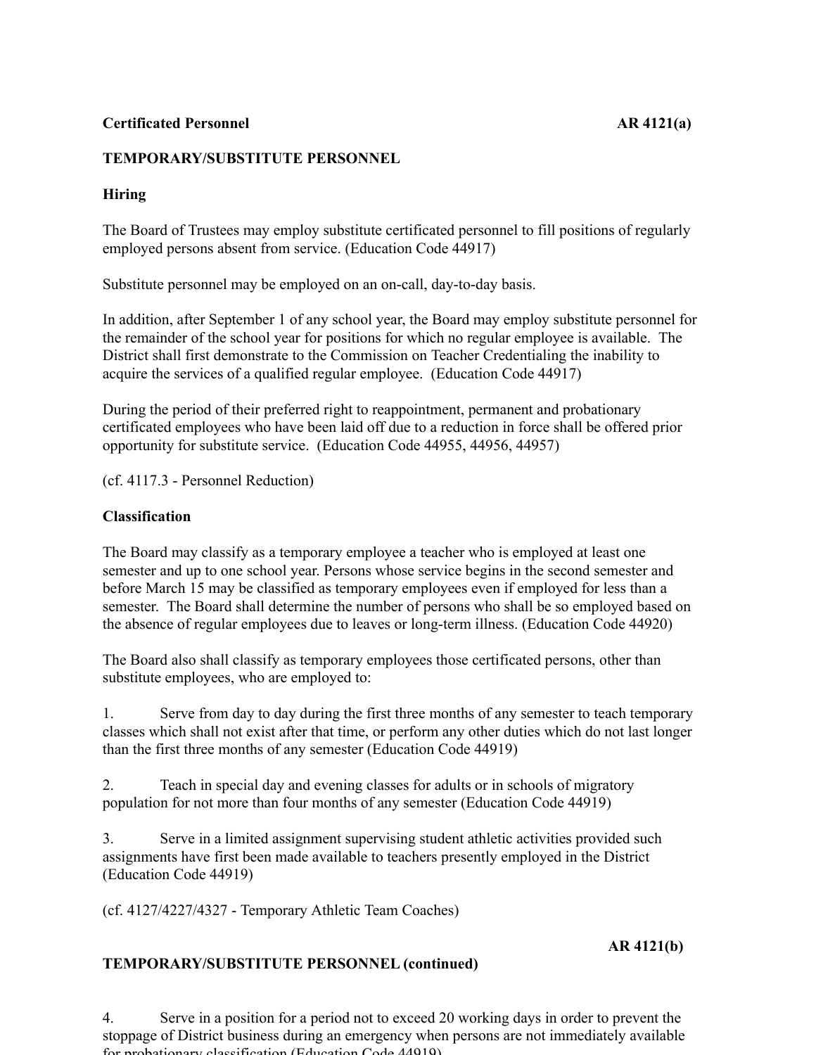**Certificated Personnel** **AR 4121(a)**

**TEMPORARY/SUBSTITUTE PERSONNEL**

**Hiring**

The Board of Trustees may employ substitute certificated personnel to fill positions of regularly employed persons absent from service. (Education Code 44917)

Substitute personnel may be employed on an on-call, day-to-day basis.

In addition, after September 1 of any school year, the Board may employ substitute personnel for the remainder of the school year for positions for which no regular employee is available. The District shall first demonstrate to the Commission on Teacher Credentialing the inability to acquire the services of a qualified regular employee. (Education Code 44917)

During the period of their preferred right to reappointment, permanent and probationary certificated employees who have been laid off due to a reduction in force shall be offered prior opportunity for substitute service. (Education Code 44955, 44956, 44957)

(cf. 4117.3 - Personnel Reduction)

**Classification**

The Board may classify as a temporary employee a teacher who is employed at least one semester and up to one school year. Persons whose service begins in the second semester and before March 15 may be classified as temporary employees even if employed for less than a semester. The Board shall determine the number of persons who shall be so employed based on the absence of regular employees due to leaves or long-term illness. (Education Code 44920)

The Board also shall classify as temporary employees those certificated persons, other than substitute employees, who are employed to:

1. Serve from day to day during the first three months of any semester to teach temporary classes which shall not exist after that time, or perform any other duties which do not last longer than the first three months of any semester (Education Code 44919)

2. Teach in special day and evening classes for adults or in schools of migratory population for not more than four months of any semester (Education Code 44919)

3. Serve in a limited assignment supervising student athletic activities provided such assignments have first been made available to teachers presently employed in the District (Education Code 44919)

(cf. 4127/4227/4327 - Temporary Athletic Team Coaches)

**AR 4121(b)**

**TEMPORARY/SUBSTITUTE PERSONNEL (continued)**

4. Serve in a position for a period not to exceed 20 working days in order to prevent the stoppage of District business during an emergency when persons are not immediately available for probationary classification (Education Code 44919)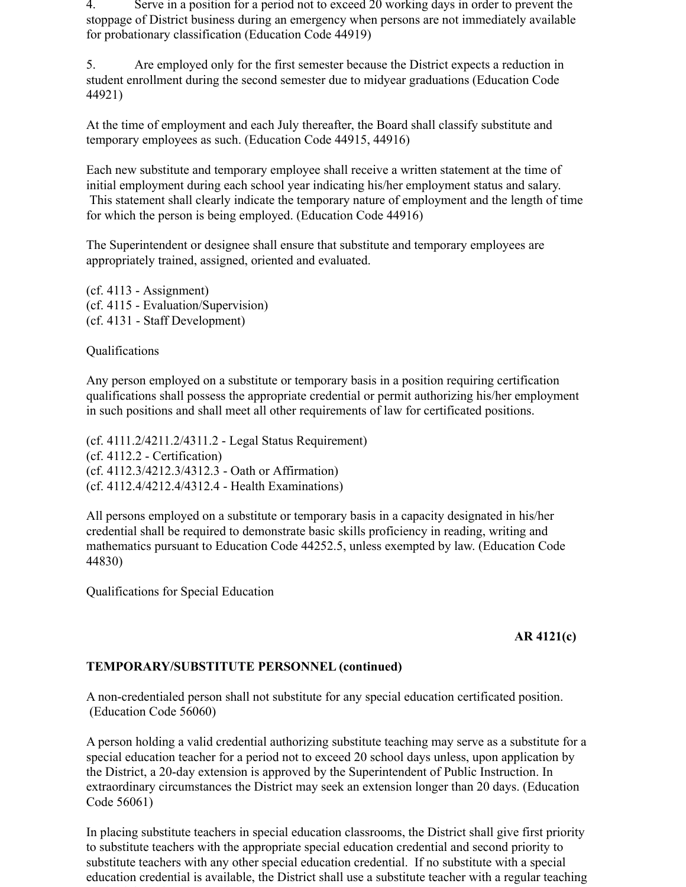4. Serve in a position for a period not to exceed 20 working days in order to prevent the stoppage of District business during an emergency when persons are not immediately available for probationary classification (Education Code 44919)

5. Are employed only for the first semester because the District expects a reduction in student enrollment during the second semester due to midyear graduations (Education Code 44921)

At the time of employment and each July thereafter, the Board shall classify substitute and temporary employees as such. (Education Code 44915, 44916)

Each new substitute and temporary employee shall receive a written statement at the time of initial employment during each school year indicating his/her employment status and salary. This statement shall clearly indicate the temporary nature of employment and the length of time for which the person is being employed. (Education Code 44916)

The Superintendent or designee shall ensure that substitute and temporary employees are appropriately trained, assigned, oriented and evaluated.

(cf. 4113 - Assignment)
(cf. 4115 - Evaluation/Supervision)
(cf. 4131 - Staff Development)

Qualifications

Any person employed on a substitute or temporary basis in a position requiring certification qualifications shall possess the appropriate credential or permit authorizing his/her employment in such positions and shall meet all other requirements of law for certificated positions.

(cf. 4111.2/4211.2/4311.2 - Legal Status Requirement)
(cf. 4112.2 - Certification)
(cf. 4112.3/4212.3/4312.3 - Oath or Affirmation)
(cf. 4112.4/4212.4/4312.4 - Health Examinations)

All persons employed on a substitute or temporary basis in a capacity designated in his/her credential shall be required to demonstrate basic skills proficiency in reading, writing and mathematics pursuant to Education Code 44252.5, unless exempted by law. (Education Code 44830)

Qualifications for Special Education

A non-credentialed person shall not substitute for any special education certificated position. (Education Code 56060)

A person holding a valid credential authorizing substitute teaching may serve as a substitute for a special education teacher for a period not to exceed 20 school days unless, upon application by the District, a 20-day extension is approved by the Superintendent of Public Instruction. In extraordinary circumstances the District may seek an extension longer than 20 days. (Education Code 56061)

In placing substitute teachers in special education classrooms, the District shall give first priority to substitute teachers with the appropriate special education credential and second priority to substitute teachers with any other special education credential. If no substitute with a special education credential is available, the District shall use a substitute teacher with a regular teaching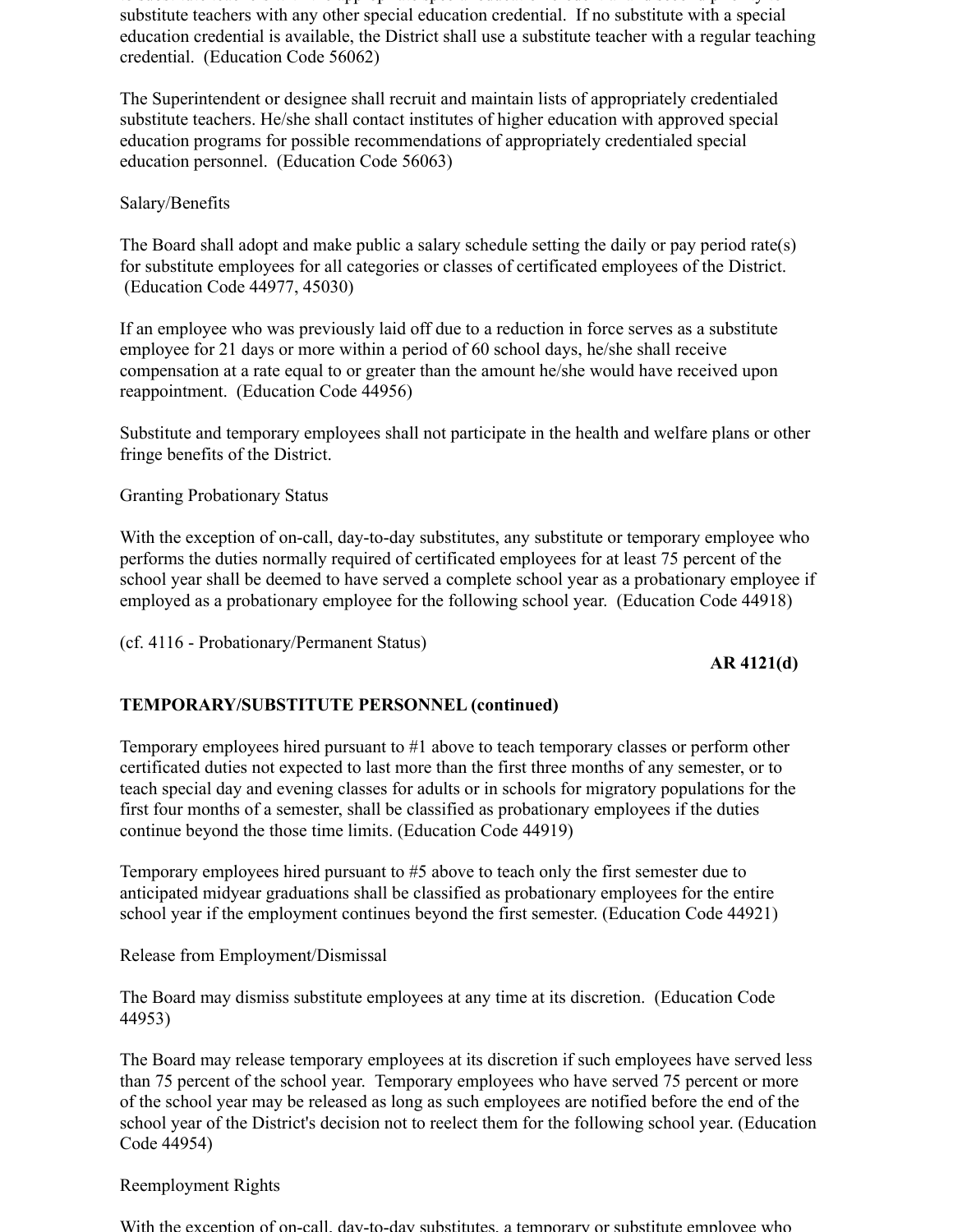substitute teachers with any other special education credential. If no substitute with a special education credential is available, the District shall use a substitute teacher with a regular teaching credential. (Education Code 56062)

The Superintendent or designee shall recruit and maintain lists of appropriately credentialed substitute teachers. He/she shall contact institutes of higher education with approved special education programs for possible recommendations of appropriately credentialed special education personnel. (Education Code 56063)

Salary/Benefits

The Board shall adopt and make public a salary schedule setting the daily or pay period rate(s) for substitute employees for all categories or classes of certificated employees of the District. (Education Code 44977, 45030)

If an employee who was previously laid off due to a reduction in force serves as a substitute employee for 21 days or more within a period of 60 school days, he/she shall receive compensation at a rate equal to or greater than the amount he/she would have received upon reappointment. (Education Code 44956)

Substitute and temporary employees shall not participate in the health and welfare plans or other fringe benefits of the District.

Granting Probationary Status

With the exception of on-call, day-to-day substitutes, any substitute or temporary employee who performs the duties normally required of certificated employees for at least 75 percent of the school year shall be deemed to have served a complete school year as a probationary employee if employed as a probationary employee for the following school year. (Education Code 44918)

(cf. 4116 - Probationary/Permanent Status)

**AR 4121(d)**

**TEMPORARY/SUBSTITUTE PERSONNEL (continued)**

Temporary employees hired pursuant to #1 above to teach temporary classes or perform other certificated duties not expected to last more than the first three months of any semester, or to teach special day and evening classes for adults or in schools for migratory populations for the first four months of a semester, shall be classified as probationary employees if the duties continue beyond the those time limits. (Education Code 44919)

Temporary employees hired pursuant to #5 above to teach only the first semester due to anticipated midyear graduations shall be classified as probationary employees for the entire school year if the employment continues beyond the first semester. (Education Code 44921)

Release from Employment/Dismissal

The Board may dismiss substitute employees at any time at its discretion. (Education Code 44953)

The Board may release temporary employees at its discretion if such employees have served less than 75 percent of the school year. Temporary employees who have served 75 percent or more of the school year may be released as long as such employees are notified before the end of the school year of the District's decision not to reelect them for the following school year. (Education Code 44954)

Reemployment Rights

With the exception of on-call, day-to-day substitutes, a temporary or substitute employee who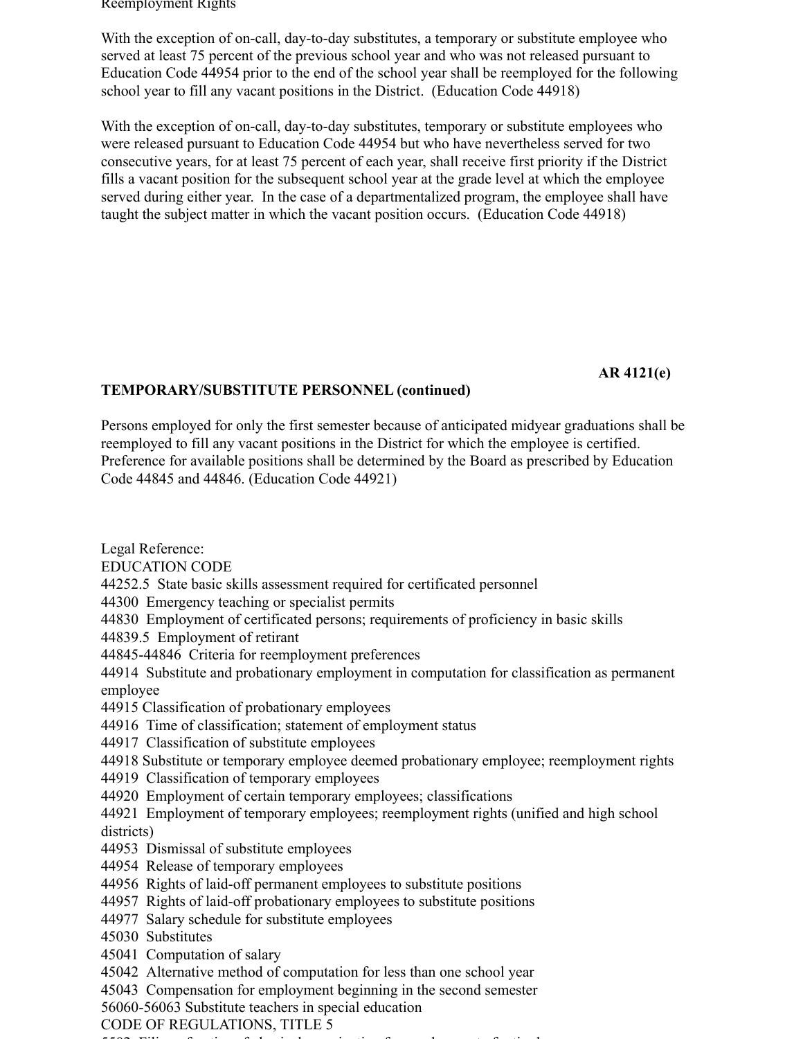Reemployment Rights

With the exception of on-call, day-to-day substitutes, a temporary or substitute employee who served at least 75 percent of the previous school year and who was not released pursuant to Education Code 44954 prior to the end of the school year shall be reemployed for the following school year to fill any vacant positions in the District. (Education Code 44918)

With the exception of on-call, day-to-day substitutes, temporary or substitute employees who were released pursuant to Education Code 44954 but who have nevertheless served for two consecutive years, for at least 75 percent of each year, shall receive first priority if the District fills a vacant position for the subsequent school year at the grade level at which the employee served during either year. In the case of a departmentalized program, the employee shall have taught the subject matter in which the vacant position occurs. (Education Code 44918)

Persons employed for only the first semester because of anticipated midyear graduations shall be reemployed to fill any vacant positions in the District for which the employee is certified. Preference for available positions shall be determined by the Board as prescribed by Education Code 44845 and 44846. (Education Code 44921)

Legal Reference:
EDUCATION CODE
44252.5 State basic skills assessment required for certificated personnel
44300 Emergency teaching or specialist permits
44830 Employment of certificated persons; requirements of proficiency in basic skills
44839.5 Employment of retirant
44845-44846 Criteria for reemployment preferences
44914 Substitute and probationary employment in computation for classification as permanent employee
44915 Classification of probationary employees
44916 Time of classification; statement of employment status
44917 Classification of substitute employees
44918 Substitute or temporary employee deemed probationary employee; reemployment rights
44919 Classification of temporary employees
44920 Employment of certain temporary employees; classifications
44921 Employment of temporary employees; reemployment rights (unified and high school districts)
44953 Dismissal of substitute employees
44954 Release of temporary employees
44956 Rights of laid-off permanent employees to substitute positions
44957 Rights of laid-off probationary employees to substitute positions
44977 Salary schedule for substitute employees
45030 Substitutes
45041 Computation of salary
45042 Alternative method of computation for less than one school year
45043 Compensation for employment beginning in the second semester
56060-56063 Substitute teachers in special education
CODE OF REGULATIONS, TITLE 5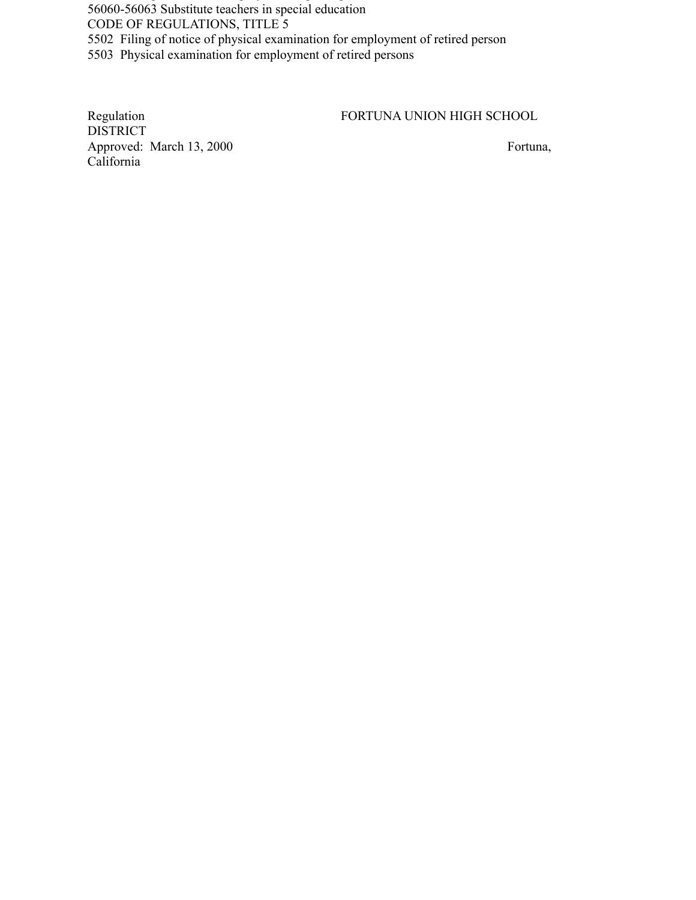56060-56063 Substitute teachers in special education

CODE OF REGULATIONS, TITLE 5

5502 Filing of notice of physical examination for employment of retired person

5503 Physical examination for employment of retired persons

Regulation FORTUNA UNION HIGH SCHOOL DISTRICT

Approved: March 13, 2000 Fortuna, California